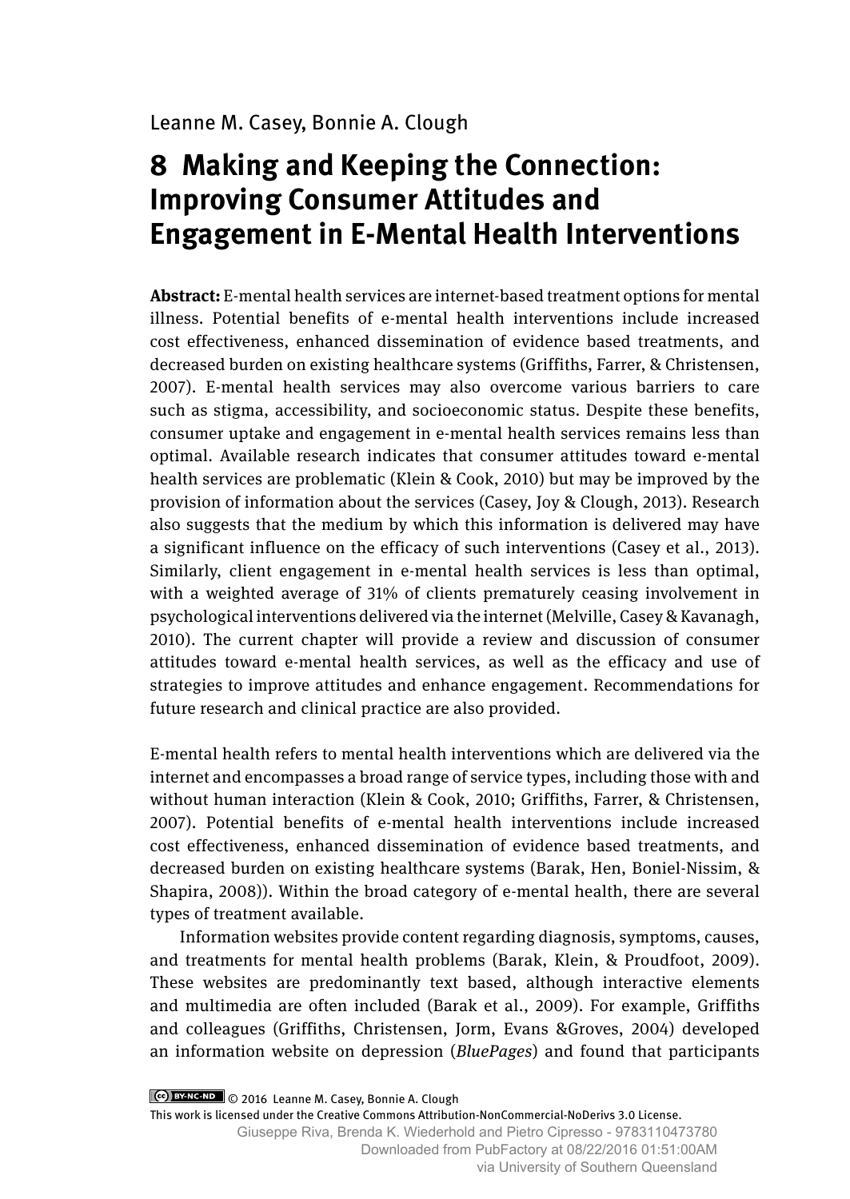Leanne M. Casey, Bonnie A. Clough

# 8 Making and Keeping the Connection: Improving Consumer Attitudes and Engagement in E-Mental Health Interventions

**Abstract:** E-mental health services are internet-based treatment options for mental illness. Potential benefits of e-mental health interventions include increased cost effectiveness, enhanced dissemination of evidence based treatments, and decreased burden on existing healthcare systems (Griffiths, Farrer, & Christensen, 2007). E-mental health services may also overcome various barriers to care such as stigma, accessibility, and socioeconomic status. Despite these benefits, consumer uptake and engagement in e-mental health services remains less than optimal. Available research indicates that consumer attitudes toward e-mental health services are problematic (Klein & Cook, 2010) but may be improved by the provision of information about the services (Casey, Joy & Clough, 2013). Research also suggests that the medium by which this information is delivered may have a significant influence on the efficacy of such interventions (Casey et al., 2013). Similarly, client engagement in e-mental health services is less than optimal, with a weighted average of 31% of clients prematurely ceasing involvement in psychological interventions delivered via the internet (Melville, Casey & Kavanagh, 2010). The current chapter will provide a review and discussion of consumer attitudes toward e-mental health services, as well as the efficacy and use of strategies to improve attitudes and enhance engagement. Recommendations for future research and clinical practice are also provided.

E-mental health refers to mental health interventions which are delivered via the internet and encompasses a broad range of service types, including those with and without human interaction (Klein & Cook, 2010; Griffiths, Farrer, & Christensen, 2007). Potential benefits of e-mental health interventions include increased cost effectiveness, enhanced dissemination of evidence based treatments, and decreased burden on existing healthcare systems (Barak, Hen, Boniel-Nissim, & Shapira, 2008)). Within the broad category of e-mental health, there are several types of treatment available.

Information websites provide content regarding diagnosis, symptoms, causes, and treatments for mental health problems (Barak, Klein, & Proudfoot, 2009). These websites are predominantly text based, although interactive elements and multimedia are often included (Barak et al., 2009). For example, Griffiths and colleagues (Griffiths, Christensen, Jorm, Evans &Groves, 2004) developed an information website on depression (*BluePages*) and found that participants

© 2016 Leanne M. Casey, Bonnie A. Clough
This work is licensed under the Creative Commons Attribution-NonCommercial-NoDerivs 3.0 License.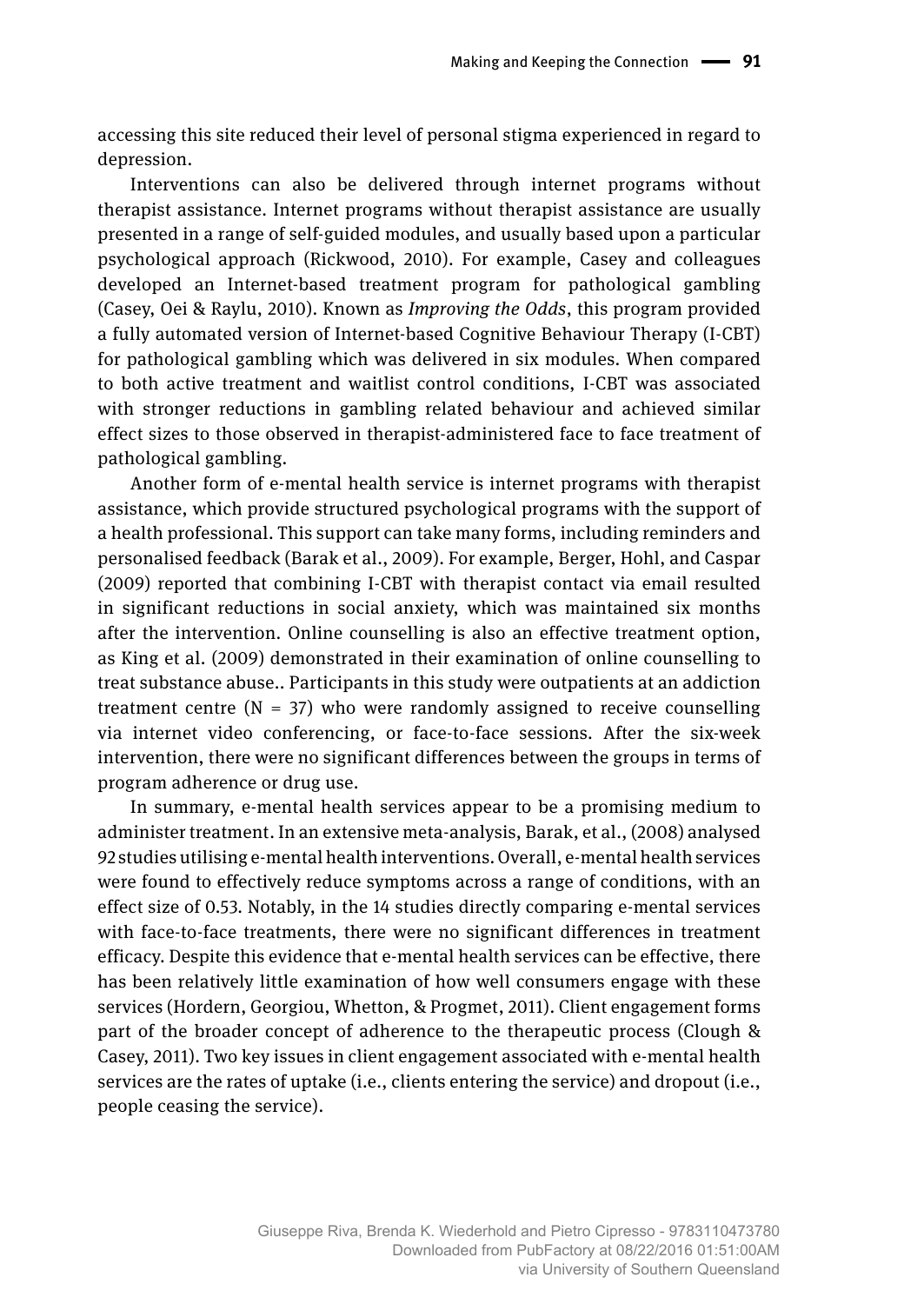accessing this site reduced their level of personal stigma experienced in regard to depression.

Interventions can also be delivered through internet programs without therapist assistance. Internet programs without therapist assistance are usually presented in a range of self-guided modules, and usually based upon a particular psychological approach (Rickwood, 2010). For example, Casey and colleagues developed an Internet-based treatment program for pathological gambling (Casey, Oei & Raylu, 2010). Known as *Improving the Odds*, this program provided a fully automated version of Internet-based Cognitive Behaviour Therapy (I-CBT) for pathological gambling which was delivered in six modules. When compared to both active treatment and waitlist control conditions, I-CBT was associated with stronger reductions in gambling related behaviour and achieved similar effect sizes to those observed in therapist-administered face to face treatment of pathological gambling.

Another form of e-mental health service is internet programs with therapist assistance, which provide structured psychological programs with the support of a health professional. This support can take many forms, including reminders and personalised feedback (Barak et al., 2009). For example, Berger, Hohl, and Caspar (2009) reported that combining I-CBT with therapist contact via email resulted in significant reductions in social anxiety, which was maintained six months after the intervention. Online counselling is also an effective treatment option, as King et al. (2009) demonstrated in their examination of online counselling to treat substance abuse.. Participants in this study were outpatients at an addiction treatment centre (N = 37) who were randomly assigned to receive counselling via internet video conferencing, or face-to-face sessions. After the six-week intervention, there were no significant differences between the groups in terms of program adherence or drug use.

In summary, e-mental health services appear to be a promising medium to administer treatment. In an extensive meta-analysis, Barak, et al., (2008) analysed 92 studies utilising e-mental health interventions. Overall, e-mental health services were found to effectively reduce symptoms across a range of conditions, with an effect size of 0.53. Notably, in the 14 studies directly comparing e-mental services with face-to-face treatments, there were no significant differences in treatment efficacy. Despite this evidence that e-mental health services can be effective, there has been relatively little examination of how well consumers engage with these services (Hordern, Georgiou, Whetton, & Progmet, 2011). Client engagement forms part of the broader concept of adherence to the therapeutic process (Clough & Casey, 2011). Two key issues in client engagement associated with e-mental health services are the rates of uptake (i.e., clients entering the service) and dropout (i.e., people ceasing the service).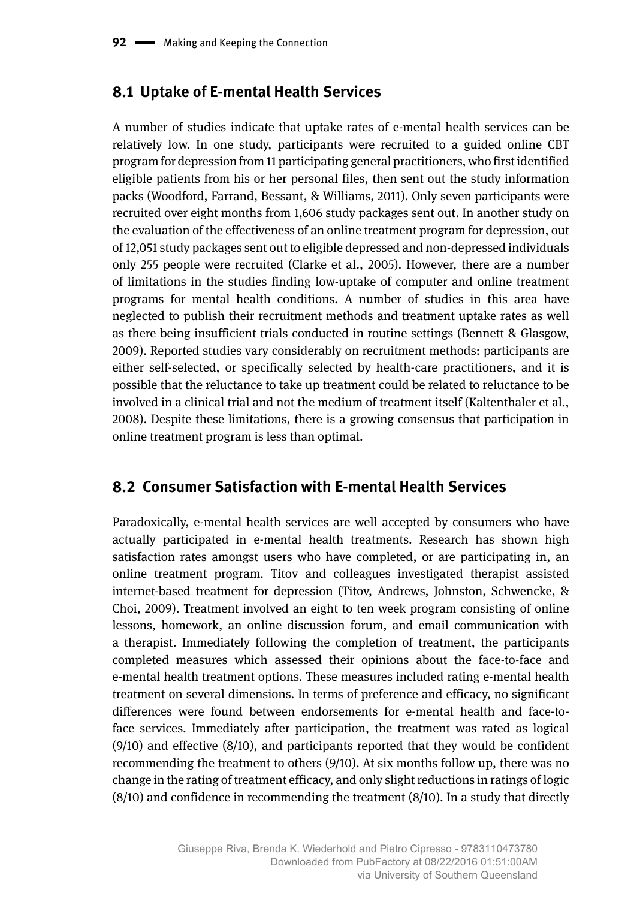## 8.1 Uptake of E-mental Health Services

A number of studies indicate that uptake rates of e-mental health services can be relatively low. In one study, participants were recruited to a guided online CBT program for depression from 11 participating general practitioners, who first identified eligible patients from his or her personal files, then sent out the study information packs (Woodford, Farrand, Bessant, & Williams, 2011). Only seven participants were recruited over eight months from 1,606 study packages sent out. In another study on the evaluation of the effectiveness of an online treatment program for depression, out of 12,051 study packages sent out to eligible depressed and non-depressed individuals only 255 people were recruited (Clarke et al., 2005). However, there are a number of limitations in the studies finding low-uptake of computer and online treatment programs for mental health conditions. A number of studies in this area have neglected to publish their recruitment methods and treatment uptake rates as well as there being insufficient trials conducted in routine settings (Bennett & Glasgow, 2009). Reported studies vary considerably on recruitment methods: participants are either self-selected, or specifically selected by health-care practitioners, and it is possible that the reluctance to take up treatment could be related to reluctance to be involved in a clinical trial and not the medium of treatment itself (Kaltenthaler et al., 2008). Despite these limitations, there is a growing consensus that participation in online treatment program is less than optimal.

## 8.2 Consumer Satisfaction with E-mental Health Services

Paradoxically, e-mental health services are well accepted by consumers who have actually participated in e-mental health treatments. Research has shown high satisfaction rates amongst users who have completed, or are participating in, an online treatment program. Titov and colleagues investigated therapist assisted internet-based treatment for depression (Titov, Andrews, Johnston, Schwencke, & Choi, 2009). Treatment involved an eight to ten week program consisting of online lessons, homework, an online discussion forum, and email communication with a therapist. Immediately following the completion of treatment, the participants completed measures which assessed their opinions about the face-to-face and e-mental health treatment options. These measures included rating e-mental health treatment on several dimensions. In terms of preference and efficacy, no significant differences were found between endorsements for e-mental health and face-to-face services. Immediately after participation, the treatment was rated as logical (9/10) and effective (8/10), and participants reported that they would be confident recommending the treatment to others (9/10). At six months follow up, there was no change in the rating of treatment efficacy, and only slight reductions in ratings of logic (8/10) and confidence in recommending the treatment (8/10). In a study that directly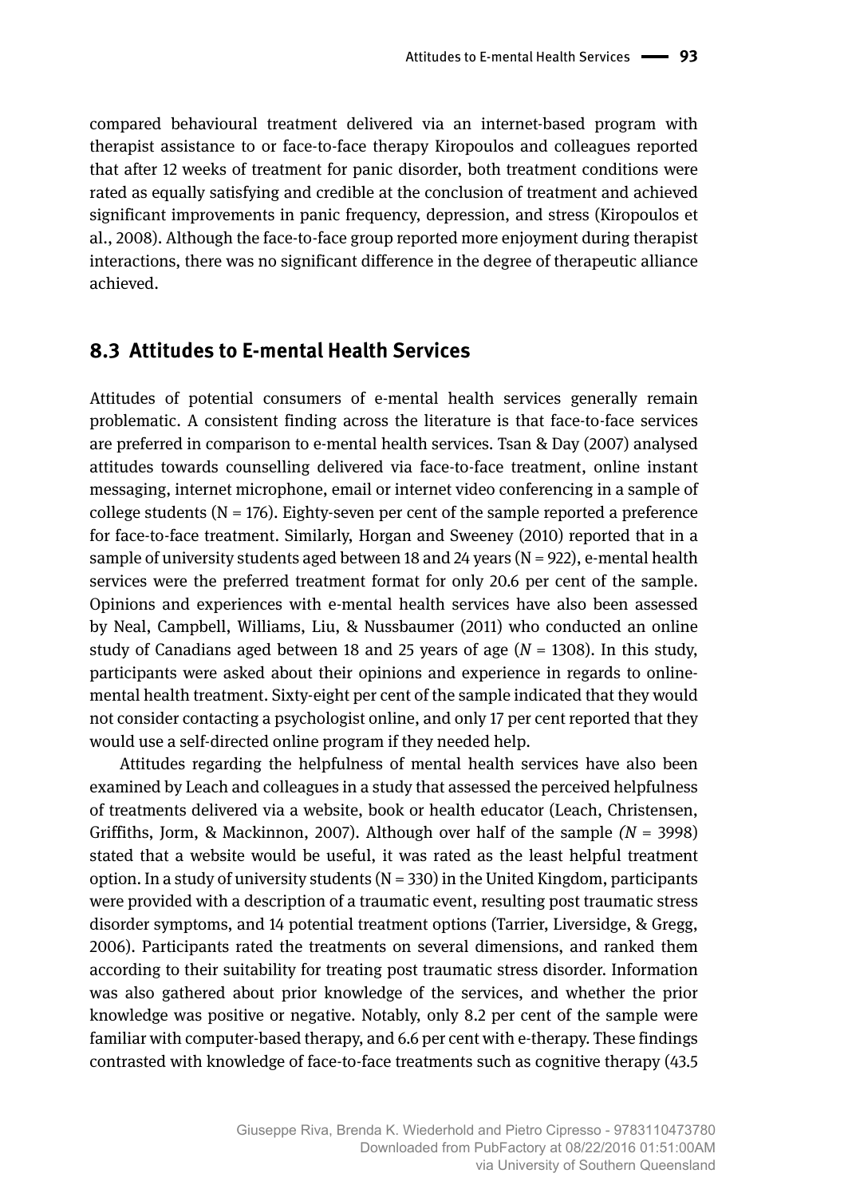compared behavioural treatment delivered via an internet-based program with therapist assistance to or face-to-face therapy Kiropoulos and colleagues reported that after 12 weeks of treatment for panic disorder, both treatment conditions were rated as equally satisfying and credible at the conclusion of treatment and achieved significant improvements in panic frequency, depression, and stress (Kiropoulos et al., 2008). Although the face-to-face group reported more enjoyment during therapist interactions, there was no significant difference in the degree of therapeutic alliance achieved.

## 8.3 Attitudes to E-mental Health Services

Attitudes of potential consumers of e-mental health services generally remain problematic. A consistent finding across the literature is that face-to-face services are preferred in comparison to e-mental health services. Tsan & Day (2007) analysed attitudes towards counselling delivered via face-to-face treatment, online instant messaging, internet microphone, email or internet video conferencing in a sample of college students (N = 176). Eighty-seven per cent of the sample reported a preference for face-to-face treatment. Similarly, Horgan and Sweeney (2010) reported that in a sample of university students aged between 18 and 24 years (N = 922), e-mental health services were the preferred treatment format for only 20.6 per cent of the sample. Opinions and experiences with e-mental health services have also been assessed by Neal, Campbell, Williams, Liu, & Nussbaumer (2011) who conducted an online study of Canadians aged between 18 and 25 years of age (*N* = 1308). In this study, participants were asked about their opinions and experience in regards to online-mental health treatment. Sixty-eight per cent of the sample indicated that they would not consider contacting a psychologist online, and only 17 per cent reported that they would use a self-directed online program if they needed help.

Attitudes regarding the helpfulness of mental health services have also been examined by Leach and colleagues in a study that assessed the perceived helpfulness of treatments delivered via a website, book or health educator (Leach, Christensen, Griffiths, Jorm, & Mackinnon, 2007). Although over half of the sample *(N* = 3998) stated that a website would be useful, it was rated as the least helpful treatment option. In a study of university students (N = 330) in the United Kingdom, participants were provided with a description of a traumatic event, resulting post traumatic stress disorder symptoms, and 14 potential treatment options (Tarrier, Liversidge, & Gregg, 2006). Participants rated the treatments on several dimensions, and ranked them according to their suitability for treating post traumatic stress disorder. Information was also gathered about prior knowledge of the services, and whether the prior knowledge was positive or negative. Notably, only 8.2 per cent of the sample were familiar with computer-based therapy, and 6.6 per cent with e-therapy. These findings contrasted with knowledge of face-to-face treatments such as cognitive therapy (43.5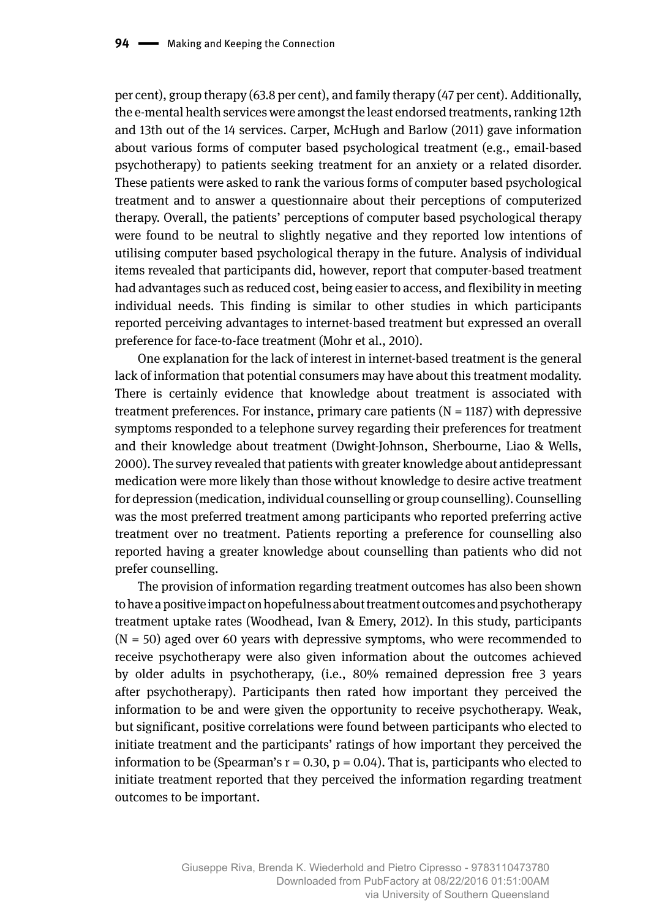per cent), group therapy (63.8 per cent), and family therapy (47 per cent). Additionally, the e-mental health services were amongst the least endorsed treatments, ranking 12th and 13th out of the 14 services. Carper, McHugh and Barlow (2011) gave information about various forms of computer based psychological treatment (e.g., email-based psychotherapy) to patients seeking treatment for an anxiety or a related disorder. These patients were asked to rank the various forms of computer based psychological treatment and to answer a questionnaire about their perceptions of computerized therapy. Overall, the patients' perceptions of computer based psychological therapy were found to be neutral to slightly negative and they reported low intentions of utilising computer based psychological therapy in the future. Analysis of individual items revealed that participants did, however, report that computer-based treatment had advantages such as reduced cost, being easier to access, and flexibility in meeting individual needs. This finding is similar to other studies in which participants reported perceiving advantages to internet-based treatment but expressed an overall preference for face-to-face treatment (Mohr et al., 2010).

One explanation for the lack of interest in internet-based treatment is the general lack of information that potential consumers may have about this treatment modality. There is certainly evidence that knowledge about treatment is associated with treatment preferences. For instance, primary care patients ($N = 1187$) with depressive symptoms responded to a telephone survey regarding their preferences for treatment and their knowledge about treatment (Dwight-Johnson, Sherbourne, Liao & Wells, 2000). The survey revealed that patients with greater knowledge about antidepressant medication were more likely than those without knowledge to desire active treatment for depression (medication, individual counselling or group counselling). Counselling was the most preferred treatment among participants who reported preferring active treatment over no treatment. Patients reporting a preference for counselling also reported having a greater knowledge about counselling than patients who did not prefer counselling.

The provision of information regarding treatment outcomes has also been shown to have a positive impact on hopefulness about treatment outcomes and psychotherapy treatment uptake rates (Woodhead, Ivan & Emery, 2012). In this study, participants ($N = 50$) aged over 60 years with depressive symptoms, who were recommended to receive psychotherapy were also given information about the outcomes achieved by older adults in psychotherapy, (i.e., 80% remained depression free 3 years after psychotherapy). Participants then rated how important they perceived the information to be and were given the opportunity to receive psychotherapy. Weak, but significant, positive correlations were found between participants who elected to initiate treatment and the participants' ratings of how important they perceived the information to be (Spearman's $r = 0.30$, $p = 0.04$). That is, participants who elected to initiate treatment reported that they perceived the information regarding treatment outcomes to be important.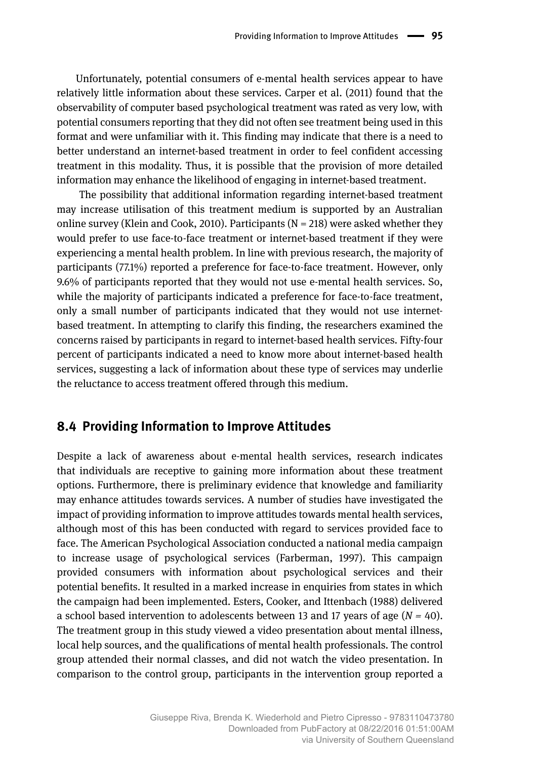Unfortunately, potential consumers of e-mental health services appear to have relatively little information about these services. Carper et al. (2011) found that the observability of computer based psychological treatment was rated as very low, with potential consumers reporting that they did not often see treatment being used in this format and were unfamiliar with it. This finding may indicate that there is a need to better understand an internet-based treatment in order to feel confident accessing treatment in this modality. Thus, it is possible that the provision of more detailed information may enhance the likelihood of engaging in internet-based treatment.

The possibility that additional information regarding internet-based treatment may increase utilisation of this treatment medium is supported by an Australian online survey (Klein and Cook, 2010). Participants (N = 218) were asked whether they would prefer to use face-to-face treatment or internet-based treatment if they were experiencing a mental health problem. In line with previous research, the majority of participants (77.1%) reported a preference for face-to-face treatment. However, only 9.6% of participants reported that they would not use e-mental health services. So, while the majority of participants indicated a preference for face-to-face treatment, only a small number of participants indicated that they would not use internet-based treatment. In attempting to clarify this finding, the researchers examined the concerns raised by participants in regard to internet-based health services. Fifty-four percent of participants indicated a need to know more about internet-based health services, suggesting a lack of information about these type of services may underlie the reluctance to access treatment offered through this medium.

## 8.4 Providing Information to Improve Attitudes

Despite a lack of awareness about e-mental health services, research indicates that individuals are receptive to gaining more information about these treatment options. Furthermore, there is preliminary evidence that knowledge and familiarity may enhance attitudes towards services. A number of studies have investigated the impact of providing information to improve attitudes towards mental health services, although most of this has been conducted with regard to services provided face to face. The American Psychological Association conducted a national media campaign to increase usage of psychological services (Farberman, 1997). This campaign provided consumers with information about psychological services and their potential benefits. It resulted in a marked increase in enquiries from states in which the campaign had been implemented. Esters, Cooker, and Ittenbach (1988) delivered a school based intervention to adolescents between 13 and 17 years of age ($N = 40$). The treatment group in this study viewed a video presentation about mental illness, local help sources, and the qualifications of mental health professionals. The control group attended their normal classes, and did not watch the video presentation. In comparison to the control group, participants in the intervention group reported a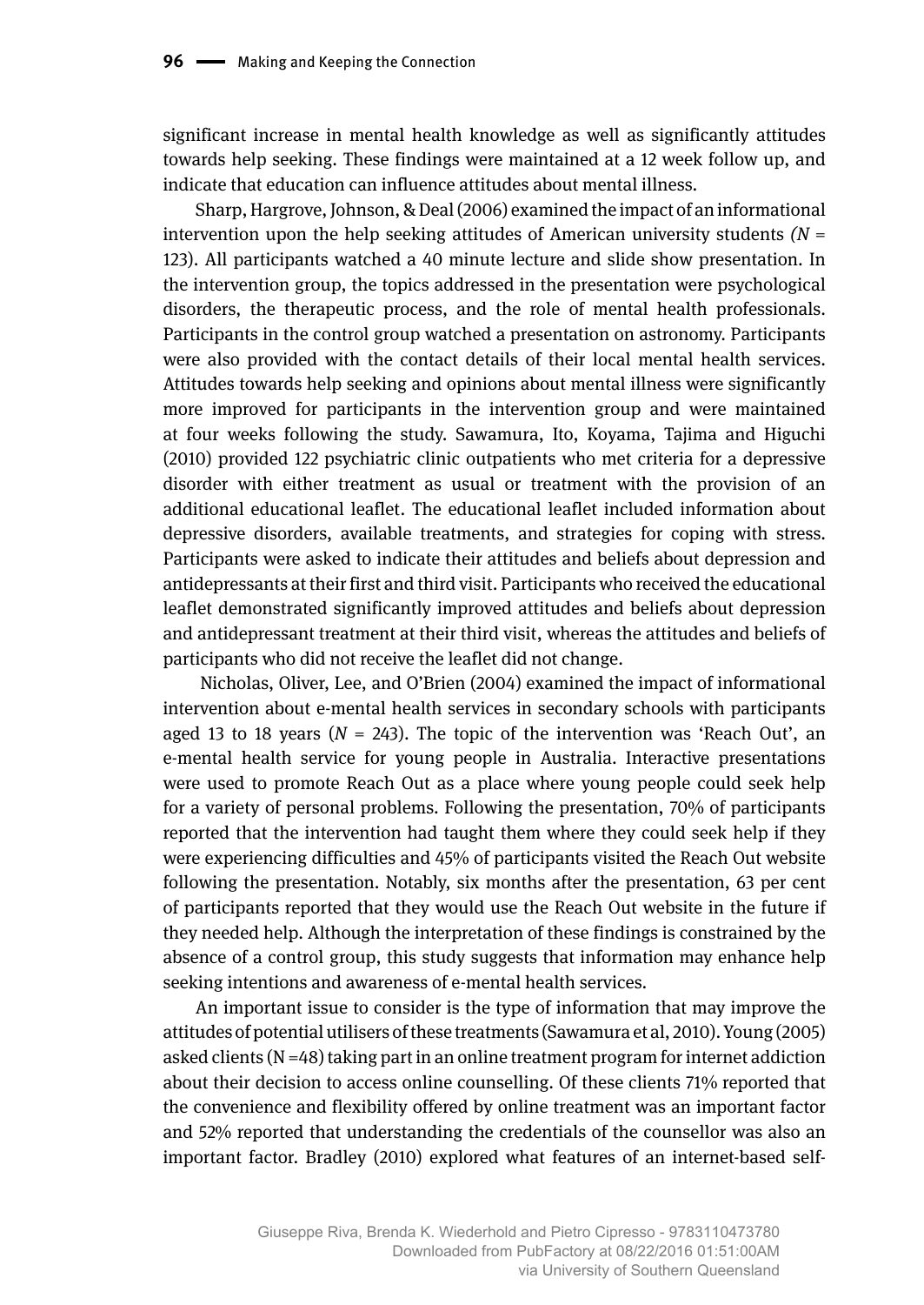significant increase in mental health knowledge as well as significantly attitudes towards help seeking. These findings were maintained at a 12 week follow up, and indicate that education can influence attitudes about mental illness.

Sharp, Hargrove, Johnson, & Deal (2006) examined the impact of an informational intervention upon the help seeking attitudes of American university students *(N* = 123). All participants watched a 40 minute lecture and slide show presentation. In the intervention group, the topics addressed in the presentation were psychological disorders, the therapeutic process, and the role of mental health professionals. Participants in the control group watched a presentation on astronomy. Participants were also provided with the contact details of their local mental health services. Attitudes towards help seeking and opinions about mental illness were significantly more improved for participants in the intervention group and were maintained at four weeks following the study. Sawamura, Ito, Koyama, Tajima and Higuchi (2010) provided 122 psychiatric clinic outpatients who met criteria for a depressive disorder with either treatment as usual or treatment with the provision of an additional educational leaflet. The educational leaflet included information about depressive disorders, available treatments, and strategies for coping with stress. Participants were asked to indicate their attitudes and beliefs about depression and antidepressants at their first and third visit. Participants who received the educational leaflet demonstrated significantly improved attitudes and beliefs about depression and antidepressant treatment at their third visit, whereas the attitudes and beliefs of participants who did not receive the leaflet did not change.

Nicholas, Oliver, Lee, and O'Brien (2004) examined the impact of informational intervention about e-mental health services in secondary schools with participants aged 13 to 18 years (*N* = 243). The topic of the intervention was 'Reach Out', an e-mental health service for young people in Australia. Interactive presentations were used to promote Reach Out as a place where young people could seek help for a variety of personal problems. Following the presentation, 70% of participants reported that the intervention had taught them where they could seek help if they were experiencing difficulties and 45% of participants visited the Reach Out website following the presentation. Notably, six months after the presentation, 63 per cent of participants reported that they would use the Reach Out website in the future if they needed help. Although the interpretation of these findings is constrained by the absence of a control group, this study suggests that information may enhance help seeking intentions and awareness of e-mental health services.

An important issue to consider is the type of information that may improve the attitudes of potential utilisers of these treatments (Sawamura et al, 2010). Young (2005) asked clients (N =48) taking part in an online treatment program for internet addiction about their decision to access online counselling. Of these clients 71% reported that the convenience and flexibility offered by online treatment was an important factor and 52% reported that understanding the credentials of the counsellor was also an important factor. Bradley (2010) explored what features of an internet-based self-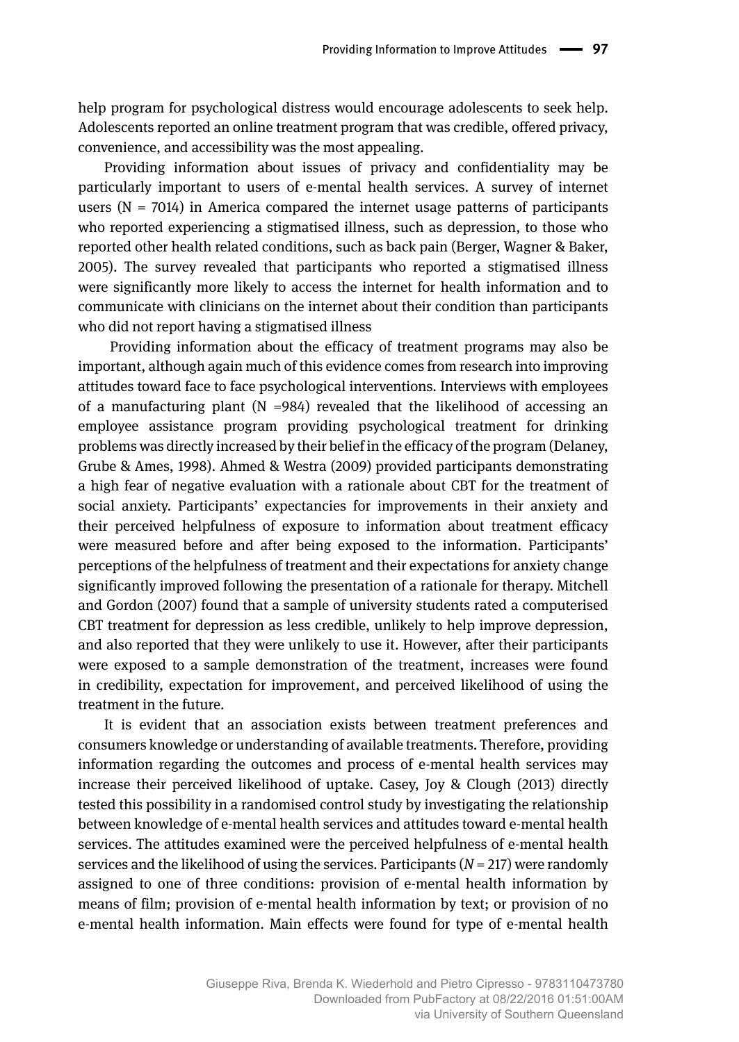help program for psychological distress would encourage adolescents to seek help. Adolescents reported an online treatment program that was credible, offered privacy, convenience, and accessibility was the most appealing.

Providing information about issues of privacy and confidentiality may be particularly important to users of e-mental health services. A survey of internet users (N = 7014) in America compared the internet usage patterns of participants who reported experiencing a stigmatised illness, such as depression, to those who reported other health related conditions, such as back pain (Berger, Wagner & Baker, 2005). The survey revealed that participants who reported a stigmatised illness were significantly more likely to access the internet for health information and to communicate with clinicians on the internet about their condition than participants who did not report having a stigmatised illness

Providing information about the efficacy of treatment programs may also be important, although again much of this evidence comes from research into improving attitudes toward face to face psychological interventions. Interviews with employees of a manufacturing plant (N =984) revealed that the likelihood of accessing an employee assistance program providing psychological treatment for drinking problems was directly increased by their belief in the efficacy of the program (Delaney, Grube & Ames, 1998). Ahmed & Westra (2009) provided participants demonstrating a high fear of negative evaluation with a rationale about CBT for the treatment of social anxiety. Participants' expectancies for improvements in their anxiety and their perceived helpfulness of exposure to information about treatment efficacy were measured before and after being exposed to the information. Participants' perceptions of the helpfulness of treatment and their expectations for anxiety change significantly improved following the presentation of a rationale for therapy. Mitchell and Gordon (2007) found that a sample of university students rated a computerised CBT treatment for depression as less credible, unlikely to help improve depression, and also reported that they were unlikely to use it. However, after their participants were exposed to a sample demonstration of the treatment, increases were found in credibility, expectation for improvement, and perceived likelihood of using the treatment in the future.

It is evident that an association exists between treatment preferences and consumers knowledge or understanding of available treatments. Therefore, providing information regarding the outcomes and process of e-mental health services may increase their perceived likelihood of uptake. Casey, Joy & Clough (2013) directly tested this possibility in a randomised control study by investigating the relationship between knowledge of e-mental health services and attitudes toward e-mental health services. The attitudes examined were the perceived helpfulness of e-mental health services and the likelihood of using the services. Participants (*N* = 217) were randomly assigned to one of three conditions: provision of e-mental health information by means of film; provision of e-mental health information by text; or provision of no e-mental health information. Main effects were found for type of e-mental health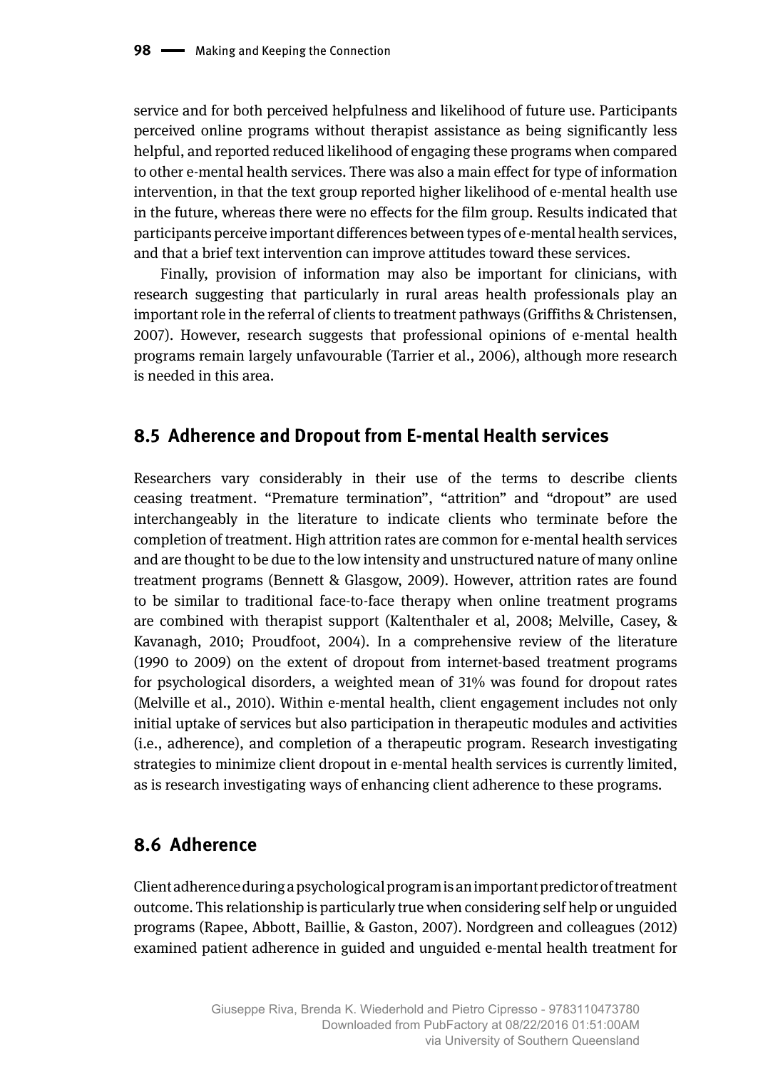service and for both perceived helpfulness and likelihood of future use. Participants perceived online programs without therapist assistance as being significantly less helpful, and reported reduced likelihood of engaging these programs when compared to other e-mental health services. There was also a main effect for type of information intervention, in that the text group reported higher likelihood of e-mental health use in the future, whereas there were no effects for the film group. Results indicated that participants perceive important differences between types of e-mental health services, and that a brief text intervention can improve attitudes toward these services.

Finally, provision of information may also be important for clinicians, with research suggesting that particularly in rural areas health professionals play an important role in the referral of clients to treatment pathways (Griffiths & Christensen, 2007). However, research suggests that professional opinions of e-mental health programs remain largely unfavourable (Tarrier et al., 2006), although more research is needed in this area.

## 8.5 Adherence and Dropout from E-mental Health services

Researchers vary considerably in their use of the terms to describe clients ceasing treatment. "Premature termination", "attrition" and "dropout" are used interchangeably in the literature to indicate clients who terminate before the completion of treatment. High attrition rates are common for e-mental health services and are thought to be due to the low intensity and unstructured nature of many online treatment programs (Bennett & Glasgow, 2009). However, attrition rates are found to be similar to traditional face-to-face therapy when online treatment programs are combined with therapist support (Kaltenthaler et al, 2008; Melville, Casey, & Kavanagh, 2010; Proudfoot, 2004). In a comprehensive review of the literature (1990 to 2009) on the extent of dropout from internet-based treatment programs for psychological disorders, a weighted mean of 31% was found for dropout rates (Melville et al., 2010). Within e-mental health, client engagement includes not only initial uptake of services but also participation in therapeutic modules and activities (i.e., adherence), and completion of a therapeutic program. Research investigating strategies to minimize client dropout in e-mental health services is currently limited, as is research investigating ways of enhancing client adherence to these programs.

## 8.6 Adherence

Client adherence during a psychological program is an important predictor of treatment outcome. This relationship is particularly true when considering self help or unguided programs (Rapee, Abbott, Baillie, & Gaston, 2007). Nordgreen and colleagues (2012) examined patient adherence in guided and unguided e-mental health treatment for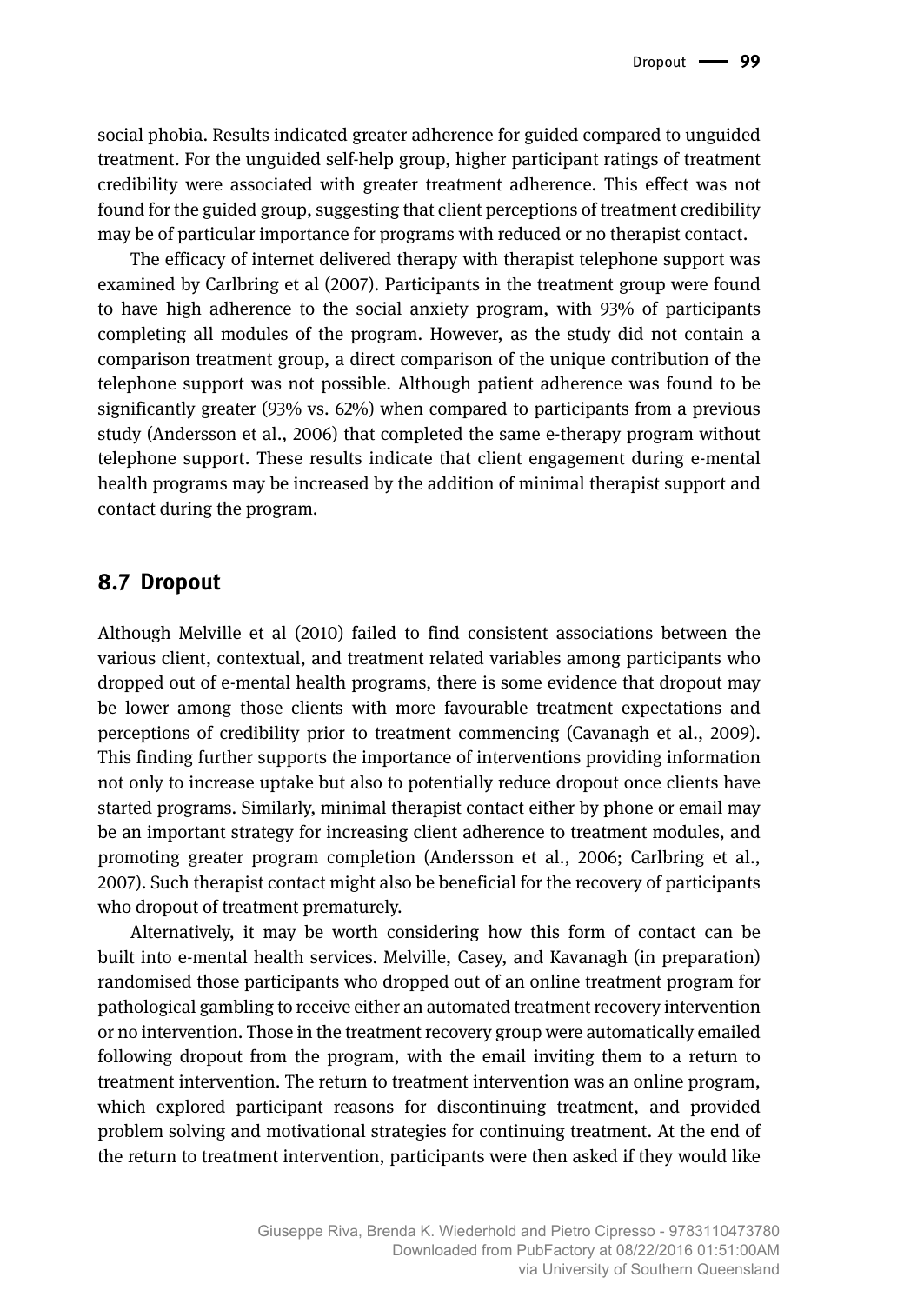social phobia. Results indicated greater adherence for guided compared to unguided treatment. For the unguided self-help group, higher participant ratings of treatment credibility were associated with greater treatment adherence. This effect was not found for the guided group, suggesting that client perceptions of treatment credibility may be of particular importance for programs with reduced or no therapist contact.

The efficacy of internet delivered therapy with therapist telephone support was examined by Carlbring et al (2007). Participants in the treatment group were found to have high adherence to the social anxiety program, with 93% of participants completing all modules of the program. However, as the study did not contain a comparison treatment group, a direct comparison of the unique contribution of the telephone support was not possible. Although patient adherence was found to be significantly greater (93% vs. 62%) when compared to participants from a previous study (Andersson et al., 2006) that completed the same e-therapy program without telephone support. These results indicate that client engagement during e-mental health programs may be increased by the addition of minimal therapist support and contact during the program.

## 8.7 Dropout

Although Melville et al (2010) failed to find consistent associations between the various client, contextual, and treatment related variables among participants who dropped out of e-mental health programs, there is some evidence that dropout may be lower among those clients with more favourable treatment expectations and perceptions of credibility prior to treatment commencing (Cavanagh et al., 2009). This finding further supports the importance of interventions providing information not only to increase uptake but also to potentially reduce dropout once clients have started programs. Similarly, minimal therapist contact either by phone or email may be an important strategy for increasing client adherence to treatment modules, and promoting greater program completion (Andersson et al., 2006; Carlbring et al., 2007). Such therapist contact might also be beneficial for the recovery of participants who dropout of treatment prematurely.

Alternatively, it may be worth considering how this form of contact can be built into e-mental health services. Melville, Casey, and Kavanagh (in preparation) randomised those participants who dropped out of an online treatment program for pathological gambling to receive either an automated treatment recovery intervention or no intervention. Those in the treatment recovery group were automatically emailed following dropout from the program, with the email inviting them to a return to treatment intervention. The return to treatment intervention was an online program, which explored participant reasons for discontinuing treatment, and provided problem solving and motivational strategies for continuing treatment. At the end of the return to treatment intervention, participants were then asked if they would like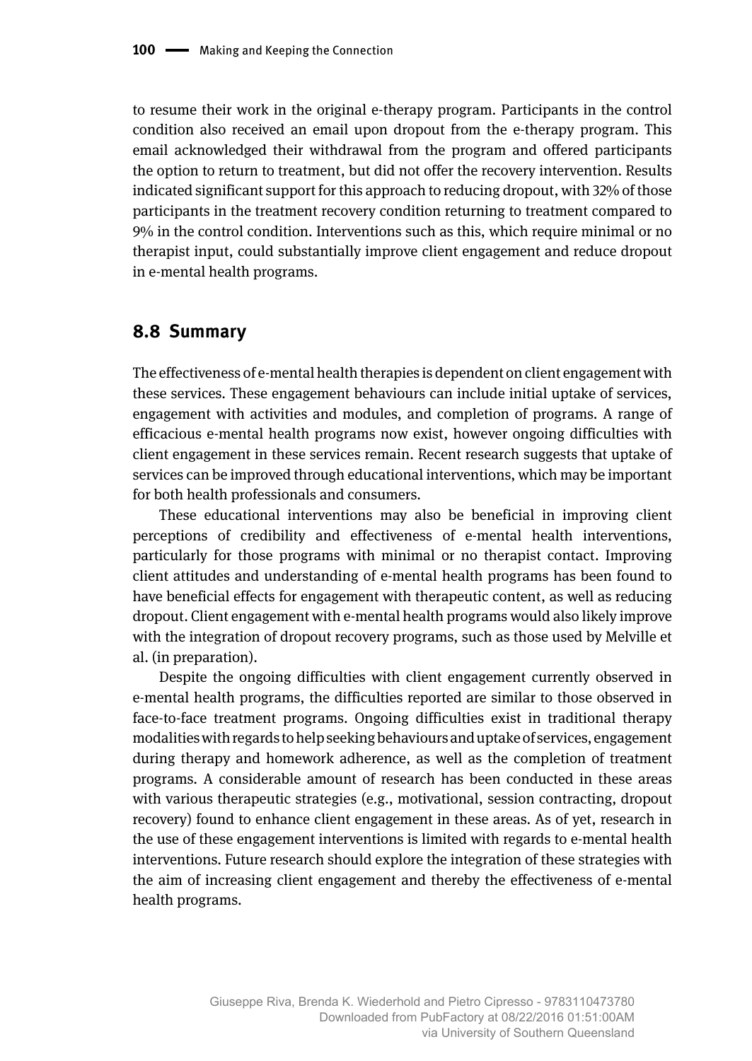to resume their work in the original e-therapy program. Participants in the control condition also received an email upon dropout from the e-therapy program. This email acknowledged their withdrawal from the program and offered participants the option to return to treatment, but did not offer the recovery intervention. Results indicated significant support for this approach to reducing dropout, with 32% of those participants in the treatment recovery condition returning to treatment compared to 9% in the control condition. Interventions such as this, which require minimal or no therapist input, could substantially improve client engagement and reduce dropout in e-mental health programs.

## 8.8 Summary

The effectiveness of e-mental health therapies is dependent on client engagement with these services. These engagement behaviours can include initial uptake of services, engagement with activities and modules, and completion of programs. A range of efficacious e-mental health programs now exist, however ongoing difficulties with client engagement in these services remain. Recent research suggests that uptake of services can be improved through educational interventions, which may be important for both health professionals and consumers.

These educational interventions may also be beneficial in improving client perceptions of credibility and effectiveness of e-mental health interventions, particularly for those programs with minimal or no therapist contact. Improving client attitudes and understanding of e-mental health programs has been found to have beneficial effects for engagement with therapeutic content, as well as reducing dropout. Client engagement with e-mental health programs would also likely improve with the integration of dropout recovery programs, such as those used by Melville et al. (in preparation).

Despite the ongoing difficulties with client engagement currently observed in e-mental health programs, the difficulties reported are similar to those observed in face-to-face treatment programs. Ongoing difficulties exist in traditional therapy modalities with regards to help seeking behaviours and uptake of services, engagement during therapy and homework adherence, as well as the completion of treatment programs. A considerable amount of research has been conducted in these areas with various therapeutic strategies (e.g., motivational, session contracting, dropout recovery) found to enhance client engagement in these areas. As of yet, research in the use of these engagement interventions is limited with regards to e-mental health interventions. Future research should explore the integration of these strategies with the aim of increasing client engagement and thereby the effectiveness of e-mental health programs.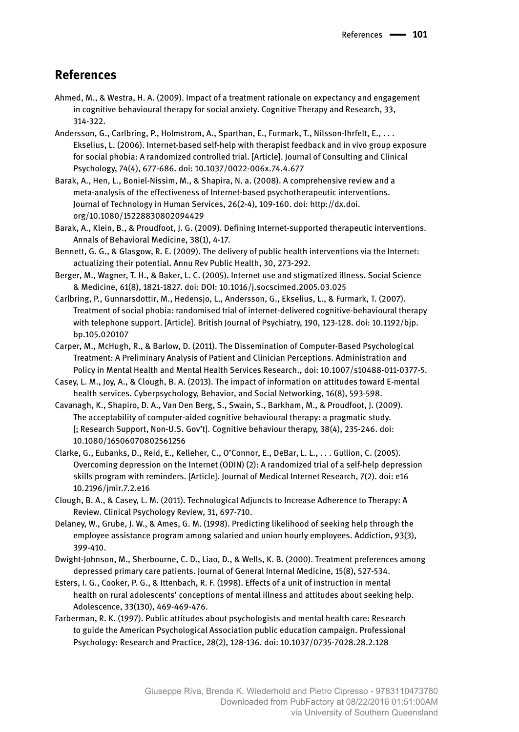## References

Ahmed, M., & Westra, H. A. (2009). Impact of a treatment rationale on expectancy and engagement in cognitive behavioural therapy for social anxiety. Cognitive Therapy and Research, 33, 314-322.

Andersson, G., Carlbring, P., Holmstrom, A., Sparthan, E., Furmark, T., Nilsson-Ihrfelt, E., . . . Ekselius, L. (2006). Internet-based self-help with therapist feedback and in vivo group exposure for social phobia: A randomized controlled trial. [Article]. Journal of Consulting and Clinical Psychology, 74(4), 677-686. doi: 10.1037/0022-006x.74.4.677

Barak, A., Hen, L., Boniel-Nissim, M., & Shapira, N. a. (2008). A comprehensive review and a meta-analysis of the effectiveness of Internet-based psychotherapeutic interventions. Journal of Technology in Human Services, 26(2-4), 109-160. doi: http://dx.doi.org/10.1080/15228830802094429

Barak, A., Klein, B., & Proudfoot, J. G. (2009). Defining Internet-supported therapeutic interventions. Annals of Behavioral Medicine, 38(1), 4-17.

Bennett, G. G., & Glasgow, R. E. (2009). The delivery of public health interventions via the Internet: actualizing their potential. Annu Rev Public Health, 30, 273-292.

Berger, M., Wagner, T. H., & Baker, L. C. (2005). Internet use and stigmatized illness. Social Science & Medicine, 61(8), 1821-1827. doi: DOI: 10.1016/j.socscimed.2005.03.025

Carlbring, P., Gunnarsdottir, M., Hedensjo, L., Andersson, G., Ekselius, L., & Furmark, T. (2007). Treatment of social phobia: randomised trial of internet-delivered cognitive-behavioural therapy with telephone support. [Article]. British Journal of Psychiatry, 190, 123-128. doi: 10.1192/bjp.bp.105.020107

Carper, M., McHugh, R., & Barlow, D. (2011). The Dissemination of Computer-Based Psychological Treatment: A Preliminary Analysis of Patient and Clinician Perceptions. Administration and Policy in Mental Health and Mental Health Services Research., doi: 10.1007/s10488-011-0377-5.

Casey, L. M., Joy, A., & Clough, B. A. (2013). The impact of information on attitudes toward E-mental health services. Cyberpsychology, Behavior, and Social Networking, 16(8), 593-598.

Cavanagh, K., Shapiro, D. A., Van Den Berg, S., Swain, S., Barkham, M., & Proudfoot, J. (2009). The acceptability of computer-aided cognitive behavioural therapy: a pragmatic study. [; Research Support, Non-U.S. Gov't]. Cognitive behaviour therapy, 38(4), 235-246. doi: 10.1080/16506070802561256

Clarke, G., Eubanks, D., Reid, E., Kelleher, C., O'Connor, E., DeBar, L. L., . . . Gullion, C. (2005). Overcoming depression on the Internet (ODIN) (2): A randomized trial of a self-help depression skills program with reminders. [Article]. Journal of Medical Internet Research, 7(2). doi: e16 10.2196/jmir.7.2.e16

Clough, B. A., & Casey, L. M. (2011). Technological Adjuncts to Increase Adherence to Therapy: A Review. Clinical Psychology Review, 31, 697-710.

Delaney, W., Grube, J. W., & Ames, G. M. (1998). Predicting likelihood of seeking help through the employee assistance program among salaried and union hourly employees. Addiction, 93(3), 399-410.

Dwight-Johnson, M., Sherbourne, C. D., Liao, D., & Wells, K. B. (2000). Treatment preferences among depressed primary care patients. Journal of General Internal Medicine, 15(8), 527-534.

Esters, I. G., Cooker, P. G., & Ittenbach, R. F. (1998). Effects of a unit of instruction in mental health on rural adolescents' conceptions of mental illness and attitudes about seeking help. Adolescence, 33(130), 469-469-476.

Farberman, R. K. (1997). Public attitudes about psychologists and mental health care: Research to guide the American Psychological Association public education campaign. Professional Psychology: Research and Practice, 28(2), 128-136. doi: 10.1037/0735-7028.28.2.128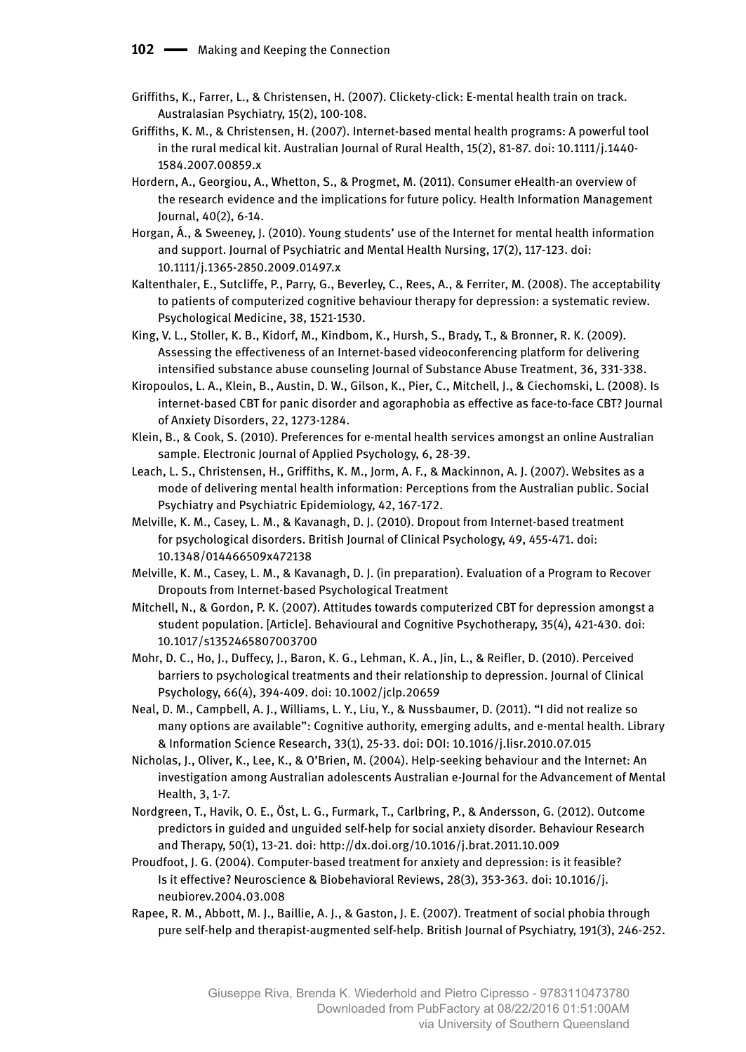Griffiths, K., Farrer, L., & Christensen, H. (2007). Clickety-click: E-mental health train on track. Australasian Psychiatry, 15(2), 100-108.

Griffiths, K. M., & Christensen, H. (2007). Internet-based mental health programs: A powerful tool in the rural medical kit. Australian Journal of Rural Health, 15(2), 81-87. doi: 10.1111/j.1440-1584.2007.00859.x

Hordern, A., Georgiou, A., Whetton, S., & Progmet, M. (2011). Consumer eHealth-an overview of the research evidence and the implications for future policy. Health Information Management Journal, 40(2), 6-14.

Horgan, Á., & Sweeney, J. (2010). Young students' use of the Internet for mental health information and support. Journal of Psychiatric and Mental Health Nursing, 17(2), 117-123. doi: 10.1111/j.1365-2850.2009.01497.x

Kaltenthaler, E., Sutcliffe, P., Parry, G., Beverley, C., Rees, A., & Ferriter, M. (2008). The acceptability to patients of computerized cognitive behaviour therapy for depression: a systematic review. Psychological Medicine, 38, 1521-1530.

King, V. L., Stoller, K. B., Kidorf, M., Kindbom, K., Hursh, S., Brady, T., & Bronner, R. K. (2009). Assessing the effectiveness of an Internet-based videoconferencing platform for delivering intensified substance abuse counseling Journal of Substance Abuse Treatment, 36, 331-338.

Kiropoulos, L. A., Klein, B., Austin, D. W., Gilson, K., Pier, C., Mitchell, J., & Ciechomski, L. (2008). Is internet-based CBT for panic disorder and agoraphobia as effective as face-to-face CBT? Journal of Anxiety Disorders, 22, 1273-1284.

Klein, B., & Cook, S. (2010). Preferences for e-mental health services amongst an online Australian sample. Electronic Journal of Applied Psychology, 6, 28-39.

Leach, L. S., Christensen, H., Griffiths, K. M., Jorm, A. F., & Mackinnon, A. J. (2007). Websites as a mode of delivering mental health information: Perceptions from the Australian public. Social Psychiatry and Psychiatric Epidemiology, 42, 167-172.

Melville, K. M., Casey, L. M., & Kavanagh, D. J. (2010). Dropout from Internet-based treatment for psychological disorders. British Journal of Clinical Psychology, 49, 455-471. doi: 10.1348/014466509x472138

Melville, K. M., Casey, L. M., & Kavanagh, D. J. (in preparation). Evaluation of a Program to Recover Dropouts from Internet-based Psychological Treatment

Mitchell, N., & Gordon, P. K. (2007). Attitudes towards computerized CBT for depression amongst a student population. [Article]. Behavioural and Cognitive Psychotherapy, 35(4), 421-430. doi: 10.1017/s1352465807003700

Mohr, D. C., Ho, J., Duffecy, J., Baron, K. G., Lehman, K. A., Jin, L., & Reifler, D. (2010). Perceived barriers to psychological treatments and their relationship to depression. Journal of Clinical Psychology, 66(4), 394-409. doi: 10.1002/jclp.20659

Neal, D. M., Campbell, A. J., Williams, L. Y., Liu, Y., & Nussbaumer, D. (2011). "I did not realize so many options are available": Cognitive authority, emerging adults, and e-mental health. Library & Information Science Research, 33(1), 25-33. doi: DOI: 10.1016/j.lisr.2010.07.015

Nicholas, J., Oliver, K., Lee, K., & O'Brien, M. (2004). Help-seeking behaviour and the Internet: An investigation among Australian adolescents Australian e-Journal for the Advancement of Mental Health, 3, 1-7.

Nordgreen, T., Havik, O. E., Öst, L. G., Furmark, T., Carlbring, P., & Andersson, G. (2012). Outcome predictors in guided and unguided self-help for social anxiety disorder. Behaviour Research and Therapy, 50(1), 13-21. doi: http://dx.doi.org/10.1016/j.brat.2011.10.009

Proudfoot, J. G. (2004). Computer-based treatment for anxiety and depression: is it feasible? Is it effective? Neuroscience & Biobehavioral Reviews, 28(3), 353-363. doi: 10.1016/j.neubiorev.2004.03.008

Rapee, R. M., Abbott, M. J., Baillie, A. J., & Gaston, J. E. (2007). Treatment of social phobia through pure self-help and therapist-augmented self-help. British Journal of Psychiatry, 191(3), 246-252.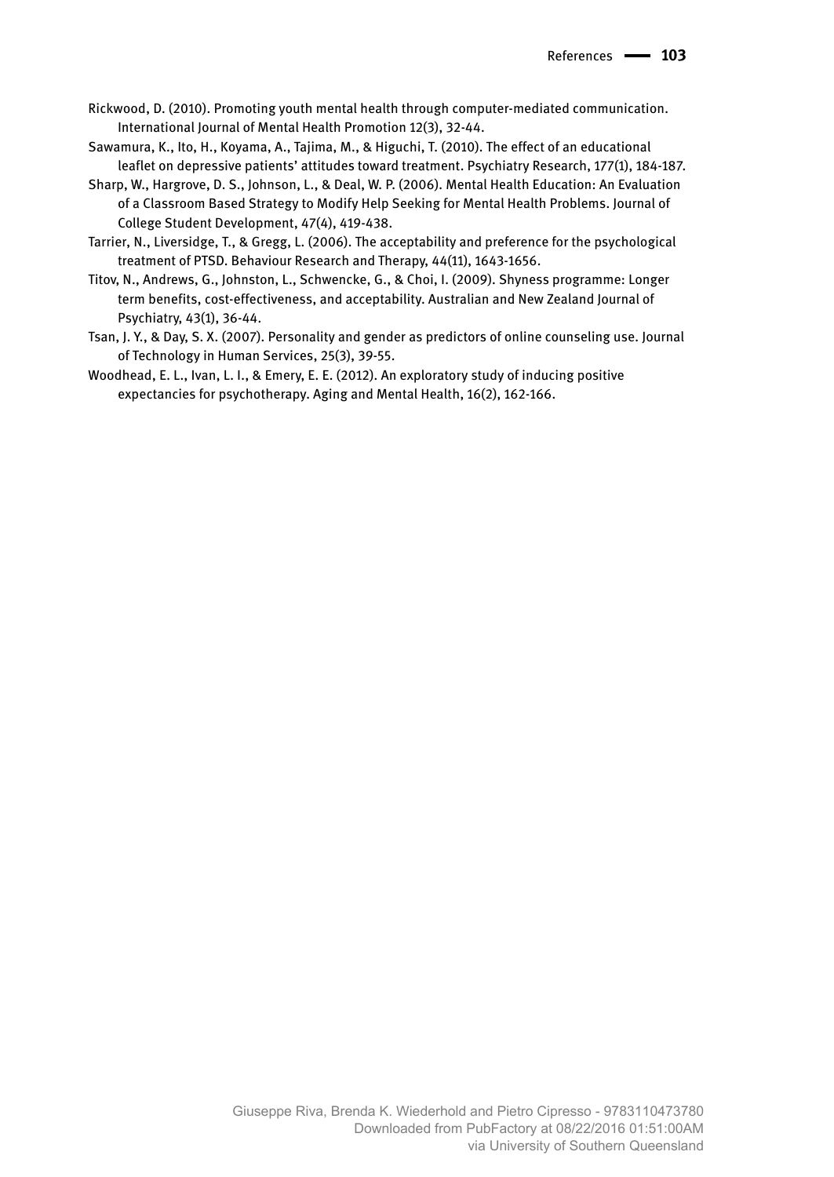Rickwood, D. (2010). Promoting youth mental health through computer-mediated communication. International Journal of Mental Health Promotion 12(3), 32-44.

Sawamura, K., Ito, H., Koyama, A., Tajima, M., & Higuchi, T. (2010). The effect of an educational leaflet on depressive patients' attitudes toward treatment. Psychiatry Research, 177(1), 184-187.

Sharp, W., Hargrove, D. S., Johnson, L., & Deal, W. P. (2006). Mental Health Education: An Evaluation of a Classroom Based Strategy to Modify Help Seeking for Mental Health Problems. Journal of College Student Development, 47(4), 419-438.

Tarrier, N., Liversidge, T., & Gregg, L. (2006). The acceptability and preference for the psychological treatment of PTSD. Behaviour Research and Therapy, 44(11), 1643-1656.

Titov, N., Andrews, G., Johnston, L., Schwencke, G., & Choi, I. (2009). Shyness programme: Longer term benefits, cost-effectiveness, and acceptability. Australian and New Zealand Journal of Psychiatry, 43(1), 36-44.

Tsan, J. Y., & Day, S. X. (2007). Personality and gender as predictors of online counseling use. Journal of Technology in Human Services, 25(3), 39-55.

Woodhead, E. L., Ivan, L. I., & Emery, E. E. (2012). An exploratory study of inducing positive expectancies for psychotherapy. Aging and Mental Health, 16(2), 162-166.